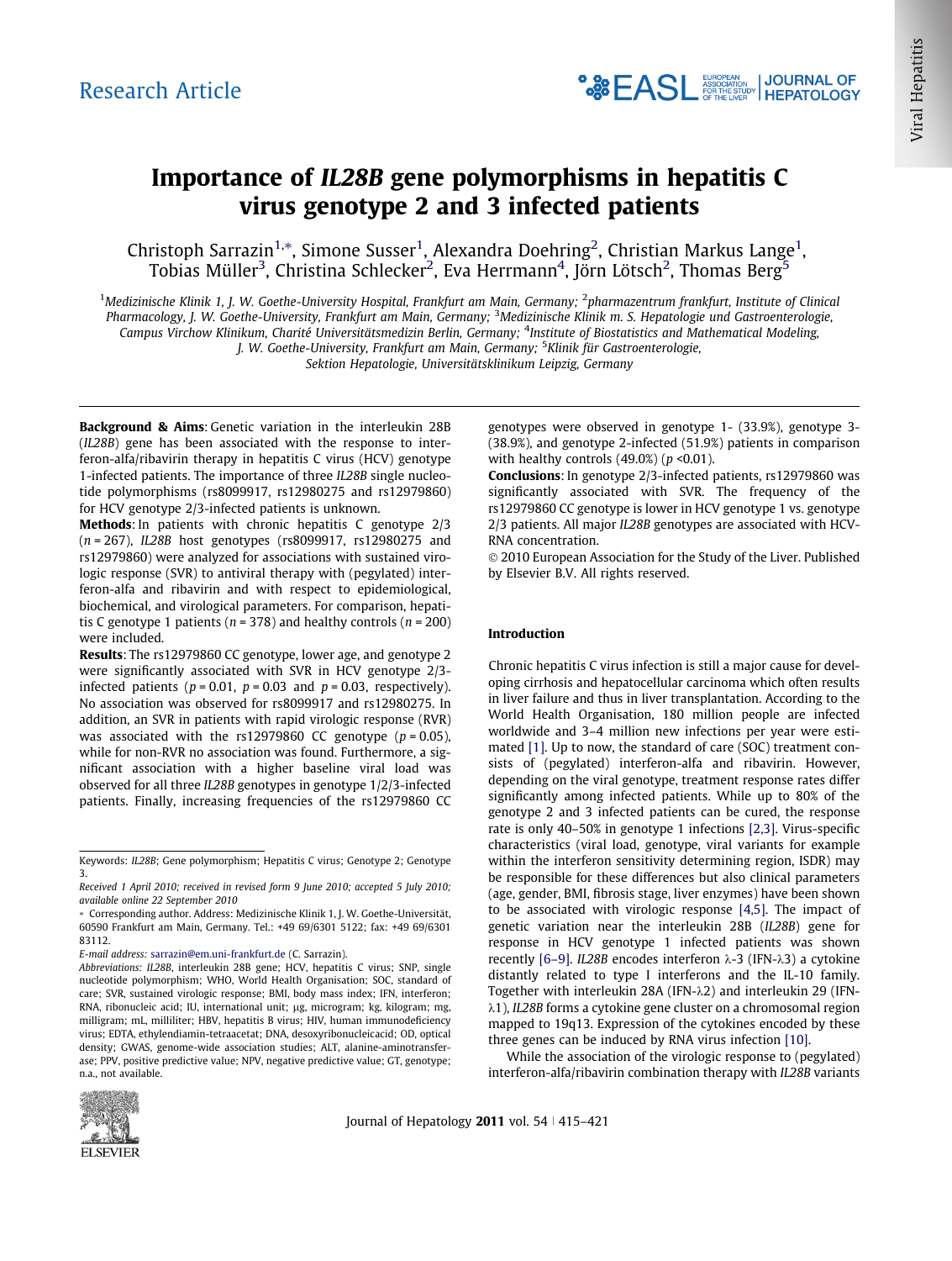Research Article

# Importance of *IL28B* gene polymorphisms in hepatitis C virus genotype 2 and 3 infected patients

Christoph Sarrazin[1,*], Simone Susser[1], Alexandra Doehring[2], Christian Markus Lange[1], Tobias Müller[3], Christina Schlecker[2], Eva Herrmann[4], Jörn Lötsch[2], Thomas Berg[5]

[1]Medizinische Klinik 1, J. W. Goethe-University Hospital, Frankfurt am Main, Germany; [2]pharmazentrum frankfurt, Institute of Clinical Pharmacology, J. W. Goethe-University, Frankfurt am Main, Germany; [3]Medizinische Klinik m. S. Hepatologie und Gastroenterologie, Campus Virchow Klinikum, Charité Universitätsmedizin Berlin, Germany; [4]Institute of Biostatistics and Mathematical Modeling, J. W. Goethe-University, Frankfurt am Main, Germany; [5]Klinik für Gastroenterologie, Sektion Hepatologie, Universitätsklinikum Leipzig, Germany

**Background & Aims**: Genetic variation in the interleukin 28B (*IL28B*) gene has been associated with the response to interferon-alfa/ribavirin therapy in hepatitis C virus (HCV) genotype 1-infected patients. The importance of three *IL28B* single nucleotide polymorphisms (rs8099917, rs12980275 and rs12979860) for HCV genotype 2/3-infected patients is unknown.

**Methods**: In patients with chronic hepatitis C genotype 2/3 ($n = 267$), *IL28B* host genotypes (rs8099917, rs12980275 and rs12979860) were analyzed for associations with sustained virologic response (SVR) to antiviral therapy with (pegylated) interferon-alfa and ribavirin and with respect to epidemiological, biochemical, and virological parameters. For comparison, hepatitis C genotype 1 patients ($n = 378$) and healthy controls ($n = 200$) were included.

**Results**: The rs12979860 CC genotype, lower age, and genotype 2 were significantly associated with SVR in HCV genotype 2/3-infected patients ($p = 0.01$, $p = 0.03$ and $p = 0.03$, respectively). No association was observed for rs8099917 and rs12980275. In addition, an SVR in patients with rapid virologic response (RVR) was associated with the rs12979860 CC genotype ($p = 0.05$), while for non-RVR no association was found. Furthermore, a significant association with a higher baseline viral load was observed for all three *IL28B* genotypes in genotype 1/2/3-infected patients. Finally, increasing frequencies of the rs12979860 CC genotypes were observed in genotype 1- (33.9%), genotype 3- (38.9%), and genotype 2-infected (51.9%) patients in comparison with healthy controls (49.0%) ($p < 0.01$).

**Conclusions**: In genotype 2/3-infected patients, rs12979860 was significantly associated with SVR. The frequency of the rs12979860 CC genotype is lower in HCV genotype 1 vs. genotype 2/3 patients. All major *IL28B* genotypes are associated with HCV-RNA concentration.

© 2010 European Association for the Study of the Liver. Published by Elsevier B.V. All rights reserved.

Keywords: *IL28B*; Gene polymorphism; Hepatitis C virus; Genotype 2; Genotype 3.

*Received 1 April 2010; received in revised form 9 June 2010; accepted 5 July 2010; available online 22 September 2010*

* Corresponding author. Address: Medizinische Klinik 1, J. W. Goethe-Universität, 60590 Frankfurt am Main, Germany. Tel.: +49 69/6301 5122; fax: +49 69/6301 83112.

*E-mail address:* sarrazin@em.uni-frankfurt.de (C. Sarrazin).

*Abbreviations:* *IL28B*, interleukin 28B gene; HCV, hepatitis C virus; SNP, single nucleotide polymorphism; WHO, World Health Organisation; SOC, standard of care; SVR, sustained virologic response; BMI, body mass index; IFN, interferon; RNA, ribonucleic acid; IU, international unit; µg, microgram; kg, kilogram; mg, milligram; mL, milliliter; HBV, hepatitis B virus; HIV, human immunodeficiency virus; EDTA, ethylendiamin-tetraacetat; DNA, desoxyribonucleicacid; OD, optical density; GWAS, genome-wide association studies; ALT, alanine-aminotransferase; PPV, positive predictive value; NPV, negative predictive value; GT, genotype; n.a., not available.

## Introduction

Chronic hepatitis C virus infection is still a major cause for developing cirrhosis and hepatocellular carcinoma which often results in liver failure and thus in liver transplantation. According to the World Health Organisation, 180 million people are infected worldwide and 3–4 million new infections per year were estimated [1]. Up to now, the standard of care (SOC) treatment consists of (pegylated) interferon-alfa and ribavirin. However, depending on the viral genotype, treatment response rates differ significantly among infected patients. While up to 80% of the genotype 2 and 3 infected patients can be cured, the response rate is only 40–50% in genotype 1 infections [2,3]. Virus-specific characteristics (viral load, genotype, viral variants for example within the interferon sensitivity determining region, ISDR) may be responsible for these differences but also clinical parameters (age, gender, BMI, fibrosis stage, liver enzymes) have been shown to be associated with virologic response [4,5]. The impact of genetic variation near the interleukin 28B (*IL28B*) gene for response in HCV genotype 1 infected patients was shown recently [6–9]. *IL28B* encodes interferon λ-3 (IFN-λ3) a cytokine distantly related to type I interferons and the IL-10 family. Together with interleukin 28A (IFN-λ2) and interleukin 29 (IFN-λ1), *IL28B* forms a cytokine gene cluster on a chromosomal region mapped to 19q13. Expression of the cytokines encoded by these three genes can be induced by RNA virus infection [10].

While the association of the virologic response to (pegylated) interferon-alfa/ribavirin combination therapy with *IL28B* variants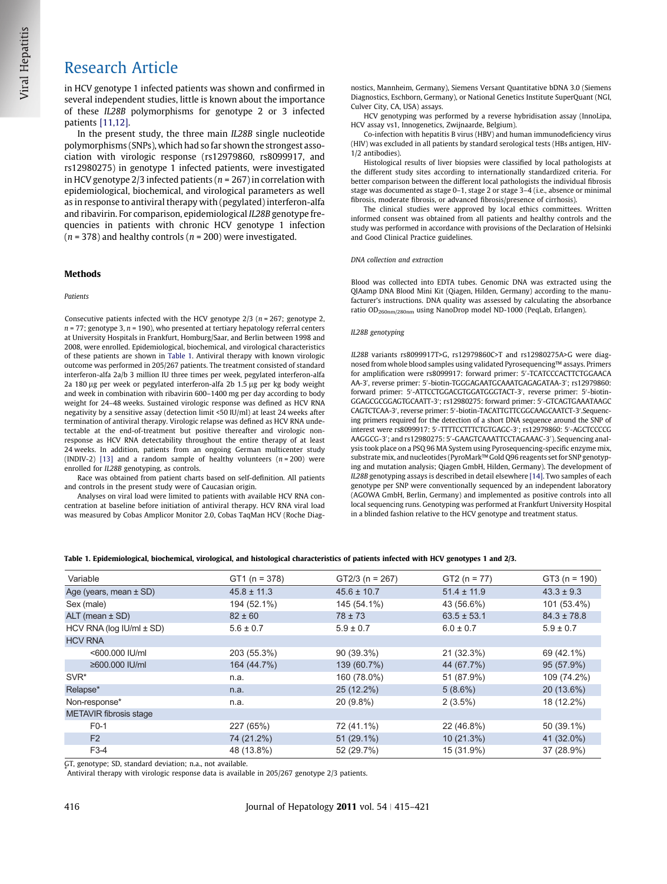in HCV genotype 1 infected patients was shown and confirmed in several independent studies, little is known about the importance of these *IL28B* polymorphisms for genotype 2 or 3 infected patients [11,12].

In the present study, the three main *IL28B* single nucleotide polymorphisms (SNPs), which had so far shown the strongest association with virologic response (rs12979860, rs8099917, and rs12980275) in genotype 1 infected patients, were investigated in HCV genotype 2/3 infected patients ($n = 267$) in correlation with epidemiological, biochemical, and virological parameters as well as in response to antiviral therapy with (pegylated) interferon-alfa and ribavirin. For comparison, epidemiological *IL28B* genotype frequencies in patients with chronic HCV genotype 1 infection ($n = 378$) and healthy controls ($n = 200$) were investigated.

## Methods

### *Patients*

Consecutive patients infected with the HCV genotype 2/3 ($n = 267$; genotype 2, $n = 77$; genotype 3, $n = 190$), who presented at tertiary hepatology referral centers at University Hospitals in Frankfurt, Homburg/Saar, and Berlin between 1998 and 2008, were enrolled. Epidemiological, biochemical, and virological characteristics of these patients are shown in Table 1. Antiviral therapy with known virologic outcome was performed in 205/267 patients. The treatment consisted of standard interferon-alfa 2a/2b 3 million IU three times per week, pegylated interferon-alfa 2a 180 µg per week or pegylated interferon-alfa 2b 1.5 µg per kg body weight and week in combination with ribavirin 600–1400 mg per day according to body weight for 24–48 weeks. Sustained virologic response was defined as HCV RNA negativity by a sensitive assay (detection limit <50 IU/ml) at least 24 weeks after termination of antiviral therapy. Virologic relapse was defined as HCV RNA undetectable at the end-of-treatment but positive thereafter and virologic nonresponse as HCV RNA detectability throughout the entire therapy of at least 24 weeks. In addition, patients from an ongoing German multicenter study (INDIV-2) [13] and a random sample of healthy volunteers ($n = 200$) were enrolled for *IL28B* genotyping, as controls.

Race was obtained from patient charts based on self-definition. All patients and controls in the present study were of Caucasian origin.

Analyses on viral load were limited to patients with available HCV RNA concentration at baseline before initiation of antiviral therapy. HCV RNA viral load was measured by Cobas Amplicor Monitor 2.0, Cobas TaqMan HCV (Roche Diagnostics, Mannheim, Germany), Siemens Versant Quantitative bDNA 3.0 (Siemens Diagnostics, Eschborn, Germany), or National Genetics Institute SuperQuant (NGI, Culver City, CA, USA) assays.

HCV genotyping was performed by a reverse hybridisation assay (InnoLipa, HCV assay vs1, Innogenetics, Zwijnaarde, Belgium).

Co-infection with hepatitis B virus (HBV) and human immunodeficiency virus (HIV) was excluded in all patients by standard serological tests (HBs antigen, HIV-1/2 antibodies).

Histological results of liver biopsies were classified by local pathologists at the different study sites according to internationally standardized criteria. For better comparison between the different local pathologists the individual fibrosis stage was documented as stage 0–1, stage 2 or stage 3–4 (i.e., absence or minimal fibrosis, moderate fibrosis, or advanced fibrosis/presence of cirrhosis).

The clinical studies were approved by local ethics committees. Written informed consent was obtained from all patients and healthy controls and the study was performed in accordance with provisions of the Declaration of Helsinki and Good Clinical Practice guidelines.

### *DNA collection and extraction*

Blood was collected into EDTA tubes. Genomic DNA was extracted using the QIAamp DNA Blood Mini Kit (Qiagen, Hilden, Germany) according to the manufacturer's instructions. DNA quality was assessed by calculating the absorbance ratio $OD_{260nm/280nm}$ using NanoDrop model ND-1000 (PeqLab, Erlangen).

### *IL28B genotyping*

*IL28B* variants rs8099917T>G, rs12979860C>T and rs12980275A>G were diagnosed from whole blood samples using validated Pyrosequencing™ assays. Primers for amplification were rs8099917: forward primer: 5′-TCATCCCACTTCTGGAACA AA-3′, reverse primer: 5′-biotin-TGGGAGAATGCAAATGAGAGATAA-3′; rs12979860: forward primer: 5′-ATTCCTGGACGTGGATGGGTACT-3′, reverse primer: 5′-biotin-GGAGCGCGGAGTGCAATT-3′; rs12980275: forward primer: 5′-GTCAGTGAAATAAGC CAGTCTCAA-3′, reverse primer: 5′-biotin-TACATTGTTCGGCAAGCAATCT-3′.Sequencing primers required for the detection of a short DNA sequence around the SNP of interest were rs8099917: 5′-TTTTCCTTTCTGTGAGC-3′; rs12979860: 5′-AGCTCCCCG AAGGCG-3′; and rs12980275: 5′-GAAGTCAAATTCCTAGAAAC-3′). Sequencing analysis took place on a PSQ 96 MA System using Pyrosequencing-specific enzyme mix, substrate mix, and nucleotides (PyroMark™ Gold Q96 reagents set for SNP genotyping and mutation analysis; Qiagen GmbH, Hilden, Germany). The development of *IL28B* genotyping assays is described in detail elsewhere [14]. Two samples of each genotype per SNP were conventionally sequenced by an independent laboratory (AGOWA GmbH, Berlin, Germany) and implemented as positive controls into all local sequencing runs. Genotyping was performed at Frankfurt University Hospital in a blinded fashion relative to the HCV genotype and treatment status.

**Table 1. Epidemiological, biochemical, virological, and histological characteristics of patients infected with HCV genotypes 1 and 2/3.**

| Variable | GT1 (n = 378) | GT2/3 (n = 267) | GT2 (n = 77) | GT3 (n = 190) |
|---|---|---|---|---|
| Age (years, mean ± SD) | 45.8 ± 11.3 | 45.6 ± 10.7 | 51.4 ± 11.9 | 43.3 ± 9.3 |
| Sex (male) | 194 (52.1%) | 145 (54.1%) | 43 (56.6%) | 101 (53.4%) |
| ALT (mean ± SD) | 82 ± 60 | 78 ± 73 | 63.5 ± 53.1 | 84.3 ± 78.8 |
| HCV RNA (log IU/ml ± SD) | 5.6 ± 0.7 | 5.9 ± 0.7 | 6.0 ± 0.7 | 5.9 ± 0.7 |
| HCV RNA | | | | |
| <600.000 IU/ml | 203 (55.3%) | 90 (39.3%) | 21 (32.3%) | 69 (42.1%) |
| ≥600.000 IU/ml | 164 (44.7%) | 139 (60.7%) | 44 (67.7%) | 95 (57.9%) |
| SVR* | n.a. | 160 (78.0%) | 51 (87.9%) | 109 (74.2%) |
| Relapse* | n.a. | 25 (12.2%) | 5 (8.6%) | 20 (13.6%) |
| Non-response* | n.a. | 20 (9.8%) | 2 (3.5%) | 18 (12.2%) |
| METAVIR fibrosis stage | | | | |
| F0-1 | 227 (65%) | 72 (41.1%) | 22 (46.8%) | 50 (39.1%) |
| F2 | 74 (21.2%) | 51 (29.1%) | 10 (21.3%) | 41 (32.0%) |
| F3-4 | 48 (13.8%) | 52 (29.7%) | 15 (31.9%) | 37 (28.9%) |

GT, genotype; SD, standard deviation; n.a., not available.
*Antiviral therapy with virologic response data is available in 205/267 genotype 2/3 patients.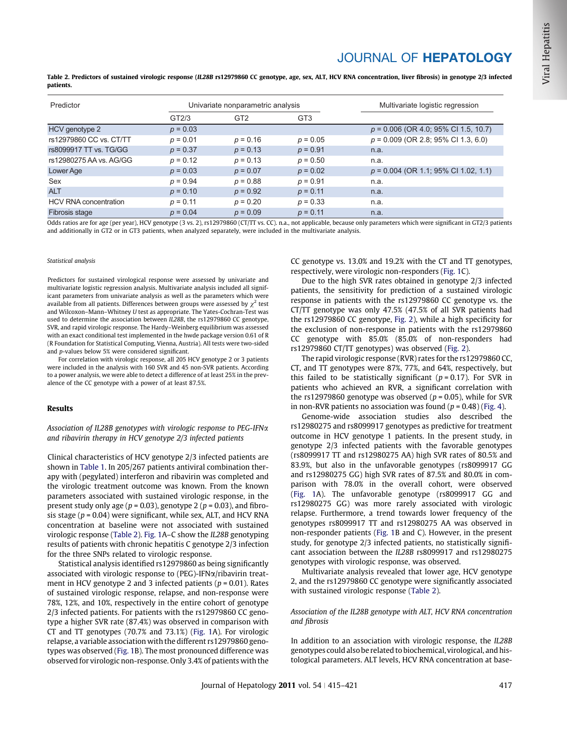**Table 2. Predictors of sustained virologic response (*IL28B* rs12979860 CC genotype, age, sex, ALT, HCV RNA concentration, liver fibrosis) in genotype 2/3 infected patients.**

| Predictor | Univariate nonparametric analysis | | | Multivariate logistic regression |
|---|---|---|---|---|
| | GT2/3 | GT2 | GT3 | |
| HCV genotype 2 | $p = 0.03$ | | | $p = 0.006$ (OR 4.0; 95% CI 1.5, 10.7) |
| rs12979860 CC vs. CT/TT | $p = 0.01$ | $p = 0.16$ | $p = 0.05$ | $p = 0.009$ (OR 2.8; 95% CI 1.3, 6.0) |
| rs8099917 TT vs. TG/GG | $p = 0.37$ | $p = 0.13$ | $p = 0.91$ | n.a. |
| rs12980275 AA vs. AG/GG | $p = 0.12$ | $p = 0.13$ | $p = 0.50$ | n.a. |
| Lower Age | $p = 0.03$ | $p = 0.07$ | $p = 0.02$ | $p = 0.004$ (OR 1.1; 95% CI 1.02, 1.1) |
| Sex | $p = 0.94$ | $p = 0.88$ | $p = 0.91$ | n.a. |
| ALT | $p = 0.10$ | $p = 0.92$ | $p = 0.11$ | n.a. |
| HCV RNA concentration | $p = 0.11$ | $p = 0.20$ | $p = 0.33$ | n.a. |
| Fibrosis stage | $p = 0.04$ | $p = 0.09$ | $p = 0.11$ | n.a. |

Odds ratios are for age (per year), HCV genotype (3 vs. 2), rs12979860 (CT/TT vs. CC). n.a., not applicable, because only parameters which were significant in GT2/3 patients and additionally in GT2 or in GT3 patients, when analyzed separately, were included in the multivariate analysis.

*Statistical analysis*

Predictors for sustained virological response were assessed by univariate and multivariate logistic regression analysis. Multivariate analysis included all significant parameters from univariate analysis as well as the parameters which were available from all patients. Differences between groups were assessed by $\chi^2$ test and Wilcoxon–Mann–Whitney *U* test as appropriate. The Yates-Cochran-Test was used to determine the association between *IL28B*, the rs12979860 CC genotype, SVR, and rapid virologic response. The Hardy–Weinberg equilibrium was assessed with an exact conditional test implemented in the hwde package version 0.61 of R (R Foundation for Statistical Computing, Vienna, Austria). All tests were two-sided and *p*-values below 5% were considered significant.

For correlation with virologic response, all 205 HCV genotype 2 or 3 patients were included in the analysis with 160 SVR and 45 non-SVR patients. According to a power analysis, we were able to detect a difference of at least 25% in the prevalence of the CC genotype with a power of at least 87.5%.

## Results

*Association of IL28B genotypes with virologic response to PEG-IFNα and ribavirin therapy in HCV genotype 2/3 infected patients*

Clinical characteristics of HCV genotype 2/3 infected patients are shown in Table 1. In 205/267 patients antiviral combination therapy with (pegylated) interferon and ribavirin was completed and the virologic treatment outcome was known. From the known parameters associated with sustained virologic response, in the present study only age ($p = 0.03$), genotype 2 ($p = 0.03$), and fibrosis stage ($p = 0.04$) were significant, while sex, ALT, and HCV RNA concentration at baseline were not associated with sustained virologic response (Table 2). Fig. 1A–C show the *IL28B* genotyping results of patients with chronic hepatitis C genotype 2/3 infection for the three SNPs related to virologic response.

Statistical analysis identified rs12979860 as being significantly associated with virologic response to (PEG)-IFNα/ribavirin treatment in HCV genotype 2 and 3 infected patients ($p = 0.01$). Rates of sustained virologic response, relapse, and non-response were 78%, 12%, and 10%, respectively in the entire cohort of genotype 2/3 infected patients. For patients with the rs12979860 CC genotype a higher SVR rate (87.4%) was observed in comparison with CT and TT genotypes (70.7% and 73.1%) (Fig. 1A). For virologic relapse, a variable association with the different rs12979860 genotypes was observed (Fig. 1B). The most pronounced difference was observed for virologic non-response. Only 3.4% of patients with the CC genotype vs. 13.0% and 19.2% with the CT and TT genotypes, respectively, were virologic non-responders (Fig. 1C).

Due to the high SVR rates obtained in genotype 2/3 infected patients, the sensitivity for prediction of a sustained virologic response in patients with the rs12979860 CC genotype vs. the CT/TT genotype was only 47.5% (47.5% of all SVR patients had the rs12979860 CC genotype, Fig. 2), while a high specificity for the exclusion of non-response in patients with the rs12979860 CC genotype with 85.0% (85.0% of non-responders had rs12979860 CT/TT genotypes) was observed (Fig. 2).

The rapid virologic response (RVR) rates for the rs12979860 CC, CT, and TT genotypes were 87%, 77%, and 64%, respectively, but this failed to be statistically significant ($p = 0.17$). For SVR in patients who achieved an RVR, a significant correlation with the rs12979860 genotype was observed ($p = 0.05$), while for SVR in non-RVR patients no association was found ($p = 0.48$) (Fig. 4).

Genome-wide association studies also described the rs12980275 and rs8099917 genotypes as predictive for treatment outcome in HCV genotype 1 patients. In the present study, in genotype 2/3 infected patients with the favorable genotypes (rs8099917 TT and rs12980275 AA) high SVR rates of 80.5% and 83.9%, but also in the unfavorable genotypes (rs8099917 GG and rs12980275 GG) high SVR rates of 87.5% and 80.0% in comparison with 78.0% in the overall cohort, were observed (Fig. 1A). The unfavorable genotype (rs8099917 GG and rs12980275 GG) was more rarely associated with virologic relapse. Furthermore, a trend towards lower frequency of the genotypes rs8099917 TT and rs12980275 AA was observed in non-responder patients (Fig. 1B and C). However, in the present study, for genotype 2/3 infected patients, no statistically significant association between the *IL28B* rs8099917 and rs12980275 genotypes with virologic response, was observed.

Multivariate analysis revealed that lower age, HCV genotype 2, and the rs12979860 CC genotype were significantly associated with sustained virologic response (Table 2).

*Association of the IL28B genotype with ALT, HCV RNA concentration and fibrosis*

In addition to an association with virologic response, the *IL28B* genotypes could also be related to biochemical, virological, and histological parameters. ALT levels, HCV RNA concentration at base-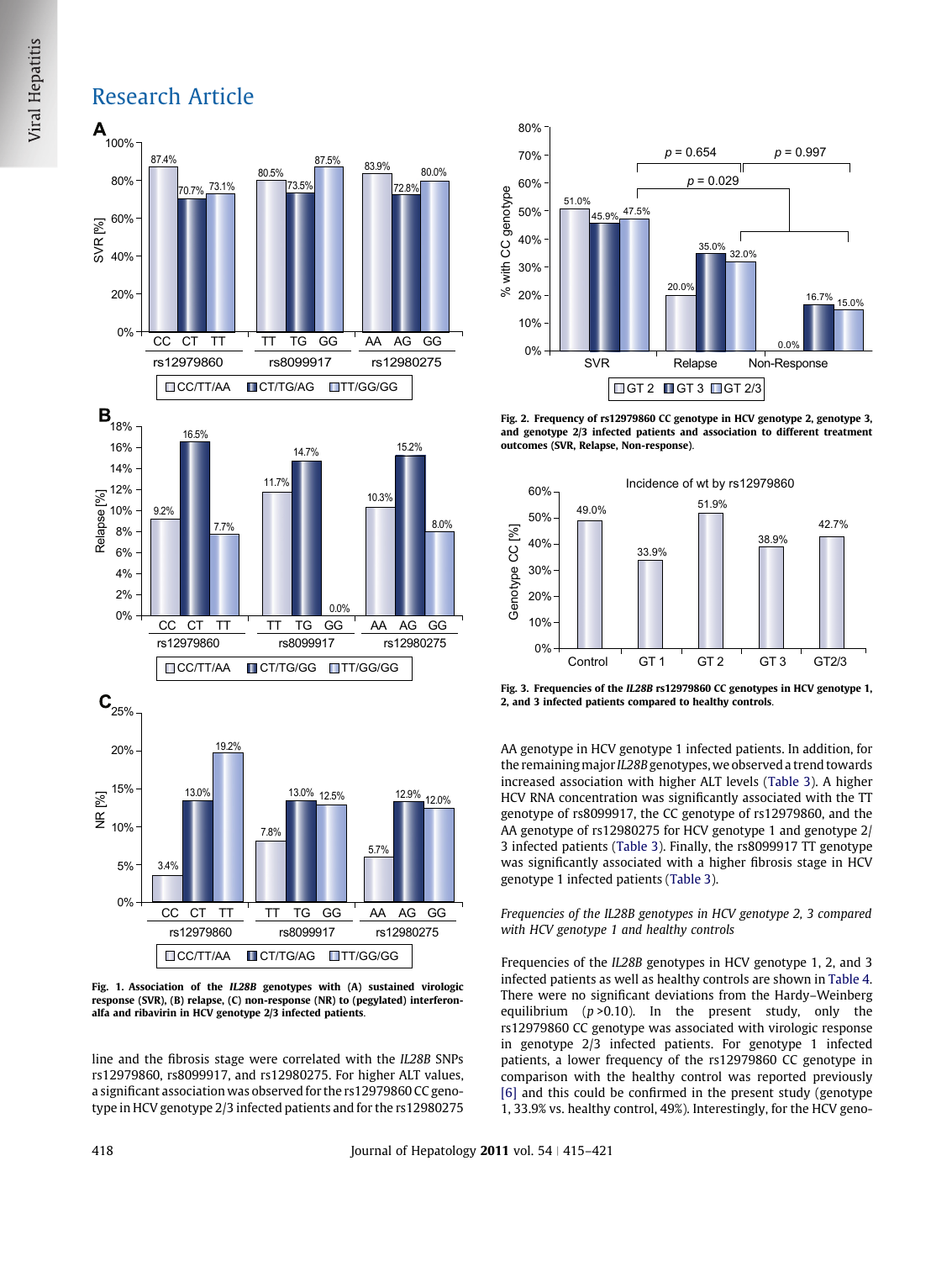Fig. 1. Association of the *IL28B* genotypes with (A) sustained virologic response (SVR), (B) relapse, (C) non-response (NR) to (pegylated) interferon-alfa and ribavirin in HCV genotype 2/3 infected patients.

line and the fibrosis stage were correlated with the *IL28B* SNPs rs12979860, rs8099917, and rs12980275. For higher ALT values, a significant association was observed for the rs12979860 CC genotype in HCV genotype 2/3 infected patients and for the rs12980275 AA genotype in HCV genotype 1 infected patients. In addition, for the remaining major *IL28B* genotypes, we observed a trend towards increased association with higher ALT levels (Table 3). A higher HCV RNA concentration was significantly associated with the TT genotype of rs8099917, the CC genotype of rs12979860, and the AA genotype of rs12980275 for HCV genotype 1 and genotype 2/3 infected patients (Table 3). Finally, the rs8099917 TT genotype was significantly associated with a higher fibrosis stage in HCV genotype 1 infected patients (Table 3).

Fig. 2. Frequency of rs12979860 CC genotype in HCV genotype 2, genotype 3, and genotype 2/3 infected patients and association to different treatment outcomes (SVR, Relapse, Non-response).

Fig. 3. Frequencies of the *IL28B* rs12979860 CC genotypes in HCV genotype 1, 2, and 3 infected patients compared to healthy controls.

*Frequencies of the IL28B genotypes in HCV genotype 2, 3 compared with HCV genotype 1 and healthy controls*

Frequencies of the *IL28B* genotypes in HCV genotype 1, 2, and 3 infected patients as well as healthy controls are shown in Table 4. There were no significant deviations from the Hardy–Weinberg equilibrium ($p$ >0.10). In the present study, only the rs12979860 CC genotype was associated with virologic response in genotype 2/3 infected patients. For genotype 1 infected patients, a lower frequency of the rs12979860 CC genotype in comparison with the healthy control was reported previously [6] and this could be confirmed in the present study (genotype 1, 33.9% vs. healthy control, 49%). Interestingly, for the HCV geno-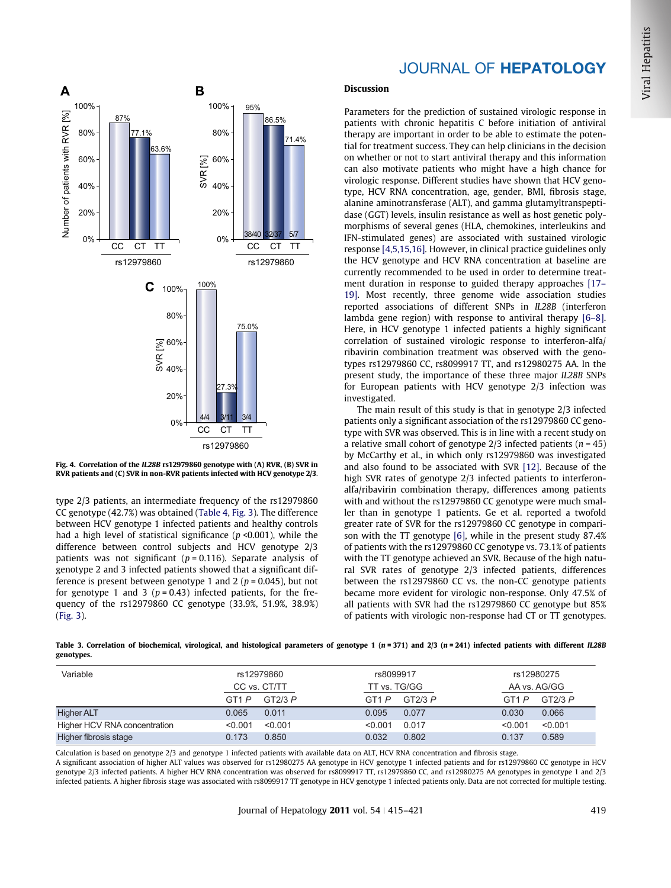**Fig. 4. Correlation of the *IL28B* rs12979860 genotype with (A) RVR, (B) SVR in RVR patients and (C) SVR in non-RVR patients infected with HCV genotype 2/3.**

type 2/3 patients, an intermediate frequency of the rs12979860 CC genotype (42.7%) was obtained (Table 4, Fig. 3). The difference between HCV genotype 1 infected patients and healthy controls had a high level of statistical significance ($p$ <0.001), while the difference between control subjects and HCV genotype 2/3 patients was not significant ($p$ = 0.116). Separate analysis of genotype 2 and 3 infected patients showed that a significant difference is present between genotype 1 and 2 ($p$ = 0.045), but not for genotype 1 and 3 ($p$ = 0.43) infected patients, for the frequency of the rs12979860 CC genotype (33.9%, 51.9%, 38.9%) (Fig. 3).

## Discussion

Parameters for the prediction of sustained virologic response in patients with chronic hepatitis C before initiation of antiviral therapy are important in order to be able to estimate the potential for treatment success. They can help clinicians in the decision on whether or not to start antiviral therapy and this information can also motivate patients who might have a high chance for virologic response. Different studies have shown that HCV genotype, HCV RNA concentration, age, gender, BMI, fibrosis stage, alanine aminotransferase (ALT), and gamma glutamyltranspeptidase (GGT) levels, insulin resistance as well as host genetic polymorphisms of several genes (HLA, chemokines, interleukins and IFN-stimulated genes) are associated with sustained virologic response [4,5,15,16]. However, in clinical practice guidelines only the HCV genotype and HCV RNA concentration at baseline are currently recommended to be used in order to determine treatment duration in response to guided therapy approaches [17–19]. Most recently, three genome wide association studies reported associations of different SNPs in *IL28B* (interferon lambda gene region) with response to antiviral therapy [6–8]. Here, in HCV genotype 1 infected patients a highly significant correlation of sustained virologic response to interferon-alfa/ribavirin combination treatment was observed with the genotypes rs12979860 CC, rs8099917 TT, and rs12980275 AA. In the present study, the importance of these three major *IL28B* SNPs for European patients with HCV genotype 2/3 infection was investigated.

The main result of this study is that in genotype 2/3 infected patients only a significant association of the rs12979860 CC genotype with SVR was observed. This is in line with a recent study on a relative small cohort of genotype 2/3 infected patients ($n$ = 45) by McCarthy et al., in which only rs12979860 was investigated and also found to be associated with SVR [12]. Because of the high SVR rates of genotype 2/3 infected patients to interferon-alfa/ribavirin combination therapy, differences among patients with and without the rs12979860 CC genotype were much smaller than in genotype 1 patients. Ge et al. reported a twofold greater rate of SVR for the rs12979860 CC genotype in comparison with the TT genotype [6], while in the present study 87.4% of patients with the rs12979860 CC genotype vs. 73.1% of patients with the TT genotype achieved an SVR. Because of the high natural SVR rates of genotype 2/3 infected patients, differences between the rs12979860 CC vs. the non-CC genotype patients became more evident for virologic non-response. Only 47.5% of all patients with SVR had the rs12979860 CC genotype but 85% of patients with virologic non-response had CT or TT genotypes.

**Table 3. Correlation of biochemical, virological, and histological parameters of genotype 1 ($n$ = 371) and 2/3 ($n$ = 241) infected patients with different *IL28B* genotypes.**

| Variable | rs12979860 | | rs8099917 | | rs12980275 | |
|---|---|---|---|---|---|---|
| | CC vs. CT/TT | | TT vs. TG/GG | | AA vs. AG/GG | |
| | GT1 *P* | GT2/3 *P* | GT1 *P* | GT2/3 *P* | GT1 *P* | GT2/3 *P* |
| Higher ALT | 0.065 | 0.011 | 0.095 | 0.077 | 0.030 | 0.066 |
| Higher HCV RNA concentration | <0.001 | <0.001 | <0.001 | 0.017 | <0.001 | <0.001 |
| Higher fibrosis stage | 0.173 | 0.850 | 0.032 | 0.802 | 0.137 | 0.589 |

Calculation is based on genotype 2/3 and genotype 1 infected patients with available data on ALT, HCV RNA concentration and fibrosis stage.
A significant association of higher ALT values was observed for rs12980275 AA genotype in HCV genotype 1 infected patients and for rs12979860 CC genotype in HCV genotype 2/3 infected patients. A higher HCV RNA concentration was observed for rs8099917 TT, rs12979860 CC, and rs12980275 AA genotypes in genotype 1 and 2/3 infected patients. A higher fibrosis stage was associated with rs8099917 TT genotype in HCV genotype 1 infected patients only. Data are not corrected for multiple testing.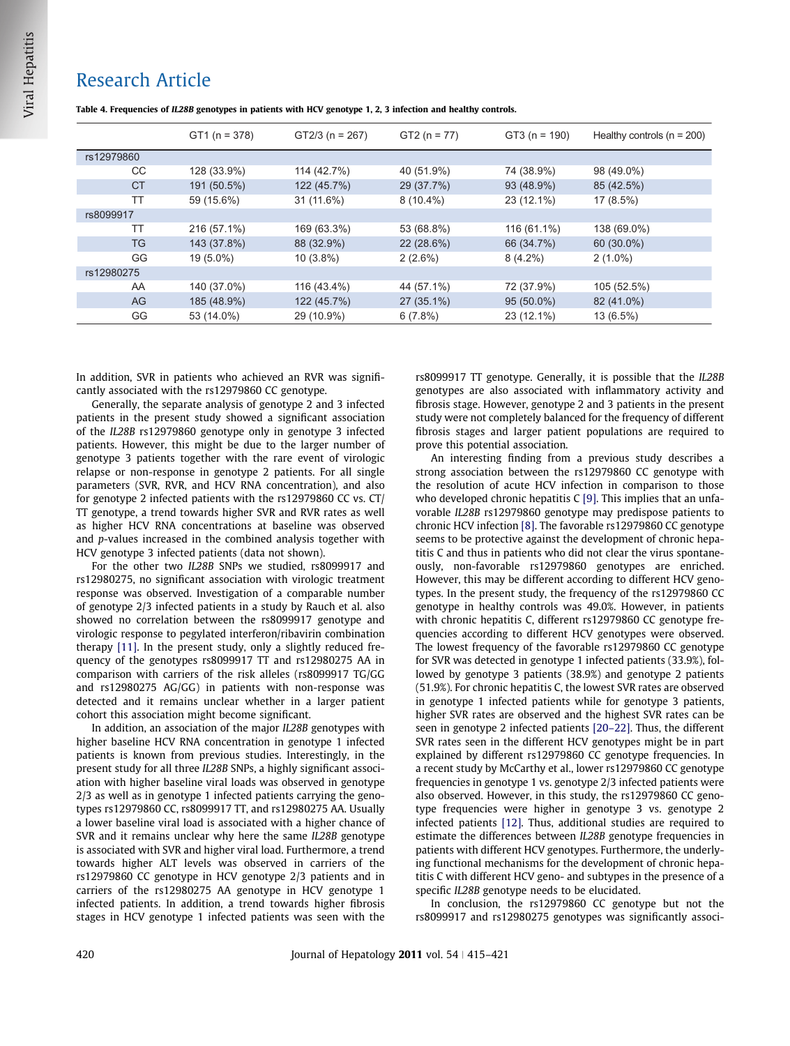**Table 4. Frequencies of *IL28B* genotypes in patients with HCV genotype 1, 2, 3 infection and healthy controls.**

| | GT1 (n = 378) | GT2/3 (n = 267) | GT2 (n = 77) | GT3 (n = 190) | Healthy controls (n = 200) |
|---|---|---|---|---|---|
| rs12979860 | | | | | |
| CC | 128 (33.9%) | 114 (42.7%) | 40 (51.9%) | 74 (38.9%) | 98 (49.0%) |
| CT | 191 (50.5%) | 122 (45.7%) | 29 (37.7%) | 93 (48.9%) | 85 (42.5%) |
| TT | 59 (15.6%) | 31 (11.6%) | 8 (10.4%) | 23 (12.1%) | 17 (8.5%) |
| rs8099917 | | | | | |
| TT | 216 (57.1%) | 169 (63.3%) | 53 (68.8%) | 116 (61.1%) | 138 (69.0%) |
| TG | 143 (37.8%) | 88 (32.9%) | 22 (28.6%) | 66 (34.7%) | 60 (30.0%) |
| GG | 19 (5.0%) | 10 (3.8%) | 2 (2.6%) | 8 (4.2%) | 2 (1.0%) |
| rs12980275 | | | | | |
| AA | 140 (37.0%) | 116 (43.4%) | 44 (57.1%) | 72 (37.9%) | 105 (52.5%) |
| AG | 185 (48.9%) | 122 (45.7%) | 27 (35.1%) | 95 (50.0%) | 82 (41.0%) |
| GG | 53 (14.0%) | 29 (10.9%) | 6 (7.8%) | 23 (12.1%) | 13 (6.5%) |

In addition, SVR in patients who achieved an RVR was significantly associated with the rs12979860 CC genotype.

Generally, the separate analysis of genotype 2 and 3 infected patients in the present study showed a significant association of the *IL28B* rs12979860 genotype only in genotype 3 infected patients. However, this might be due to the larger number of genotype 3 patients together with the rare event of virologic relapse or non-response in genotype 2 patients. For all single parameters (SVR, RVR, and HCV RNA concentration), and also for genotype 2 infected patients with the rs12979860 CC vs. CT/TT genotype, a trend towards higher SVR and RVR rates as well as higher HCV RNA concentrations at baseline was observed and *p*-values increased in the combined analysis together with HCV genotype 3 infected patients (data not shown).

For the other two *IL28B* SNPs we studied, rs8099917 and rs12980275, no significant association with virologic treatment response was observed. Investigation of a comparable number of genotype 2/3 infected patients in a study by Rauch et al. also showed no correlation between the rs8099917 genotype and virologic response to pegylated interferon/ribavirin combination therapy [11]. In the present study, only a slightly reduced frequency of the genotypes rs8099917 TT and rs12980275 AA in comparison with carriers of the risk alleles (rs8099917 TG/GG and rs12980275 AG/GG) in patients with non-response was detected and it remains unclear whether in a larger patient cohort this association might become significant.

In addition, an association of the major *IL28B* genotypes with higher baseline HCV RNA concentration in genotype 1 infected patients is known from previous studies. Interestingly, in the present study for all three *IL28B* SNPs, a highly significant association with higher baseline viral loads was observed in genotype 2/3 as well as in genotype 1 infected patients carrying the genotypes rs12979860 CC, rs8099917 TT, and rs12980275 AA. Usually a lower baseline viral load is associated with a higher chance of SVR and it remains unclear why here the same *IL28B* genotype is associated with SVR and higher viral load. Furthermore, a trend towards higher ALT levels was observed in carriers of the rs12979860 CC genotype in HCV genotype 2/3 patients and in carriers of the rs12980275 AA genotype in HCV genotype 1 infected patients. In addition, a trend towards higher fibrosis stages in HCV genotype 1 infected patients was seen with the rs8099917 TT genotype. Generally, it is possible that the *IL28B* genotypes are also associated with inflammatory activity and fibrosis stage. However, genotype 2 and 3 patients in the present study were not completely balanced for the frequency of different fibrosis stages and larger patient populations are required to prove this potential association.

An interesting finding from a previous study describes a strong association between the rs12979860 CC genotype with the resolution of acute HCV infection in comparison to those who developed chronic hepatitis C [9]. This implies that an unfavorable *IL28B* rs12979860 genotype may predispose patients to chronic HCV infection [8]. The favorable rs12979860 CC genotype seems to be protective against the development of chronic hepatitis C and thus in patients who did not clear the virus spontaneously, non-favorable rs12979860 genotypes are enriched. However, this may be different according to different HCV genotypes. In the present study, the frequency of the rs12979860 CC genotype in healthy controls was 49.0%. However, in patients with chronic hepatitis C, different rs12979860 CC genotype frequencies according to different HCV genotypes were observed. The lowest frequency of the favorable rs12979860 CC genotype for SVR was detected in genotype 1 infected patients (33.9%), followed by genotype 3 patients (38.9%) and genotype 2 patients (51.9%). For chronic hepatitis C, the lowest SVR rates are observed in genotype 1 infected patients while for genotype 3 patients, higher SVR rates are observed and the highest SVR rates can be seen in genotype 2 infected patients [20–22]. Thus, the different SVR rates seen in the different HCV genotypes might be in part explained by different rs12979860 CC genotype frequencies. In a recent study by McCarthy et al., lower rs12979860 CC genotype frequencies in genotype 1 vs. genotype 2/3 infected patients were also observed. However, in this study, the rs12979860 CC genotype frequencies were higher in genotype 3 vs. genotype 2 infected patients [12]. Thus, additional studies are required to estimate the differences between *IL28B* genotype frequencies in patients with different HCV genotypes. Furthermore, the underlying functional mechanisms for the development of chronic hepatitis C with different HCV geno- and subtypes in the presence of a specific *IL28B* genotype needs to be elucidated.

In conclusion, the rs12979860 CC genotype but not the rs8099917 and rs12980275 genotypes was significantly associ-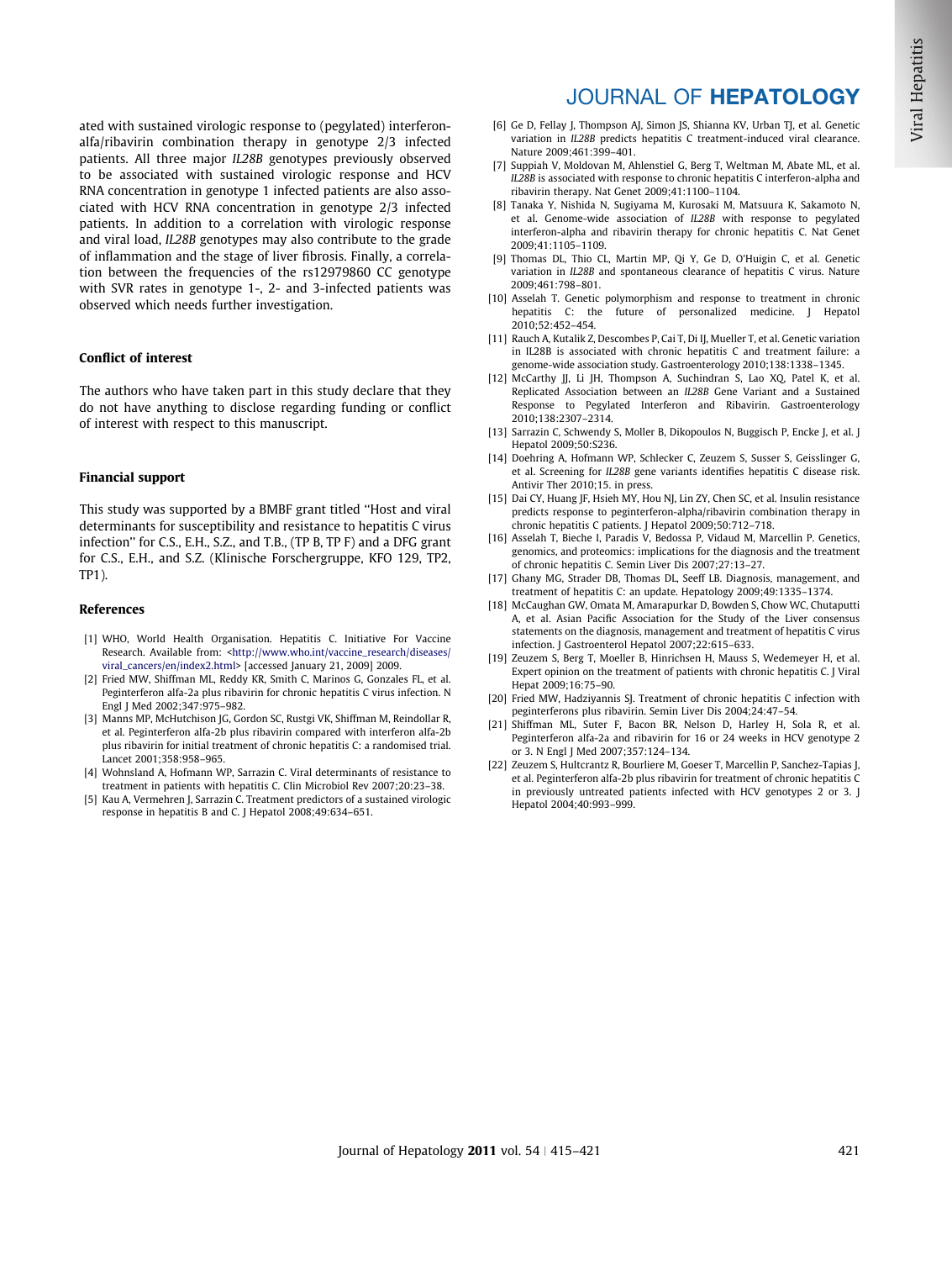ated with sustained virologic response to (pegylated) interferon-alfa/ribavirin combination therapy in genotype 2/3 infected patients. All three major *IL28B* genotypes previously observed to be associated with sustained virologic response and HCV RNA concentration in genotype 1 infected patients are also associated with HCV RNA concentration in genotype 2/3 infected patients. In addition to a correlation with virologic response and viral load, *IL28B* genotypes may also contribute to the grade of inflammation and the stage of liver fibrosis. Finally, a correlation between the frequencies of the rs12979860 CC genotype with SVR rates in genotype 1-, 2- and 3-infected patients was observed which needs further investigation.

### Conflict of interest

The authors who have taken part in this study declare that they do not have anything to disclose regarding funding or conflict of interest with respect to this manuscript.

### Financial support

This study was supported by a BMBF grant titled "Host and viral determinants for susceptibility and resistance to hepatitis C virus infection" for C.S., E.H., S.Z., and T.B., (TP B, TP F) and a DFG grant for C.S., E.H., and S.Z. (Klinische Forschergruppe, KFO 129, TP2, TP1).

### References

[1] WHO, World Health Organisation. Hepatitis C. Initiative For Vaccine Research. Available from: <http://www.who.int/vaccine_research/diseases/viral_cancers/en/index2.html> [accessed January 21, 2009] 2009.

[2] Fried MW, Shiffman ML, Reddy KR, Smith C, Marinos G, Gonzales FL, et al. Peginterferon alfa-2a plus ribavirin for chronic hepatitis C virus infection. N Engl J Med 2002;347:975–982.

[3] Manns MP, McHutchison JG, Gordon SC, Rustgi VK, Shiffman M, Reindollar R, et al. Peginterferon alfa-2b plus ribavirin compared with interferon alfa-2b plus ribavirin for initial treatment of chronic hepatitis C: a randomised trial. Lancet 2001;358:958–965.

[4] Wohnsland A, Hofmann WP, Sarrazin C. Viral determinants of resistance to treatment in patients with hepatitis C. Clin Microbiol Rev 2007;20:23–38.

[5] Kau A, Vermehren J, Sarrazin C. Treatment predictors of a sustained virologic response in hepatitis B and C. J Hepatol 2008;49:634–651.

[6] Ge D, Fellay J, Thompson AJ, Simon JS, Shianna KV, Urban TJ, et al. Genetic variation in *IL28B* predicts hepatitis C treatment-induced viral clearance. Nature 2009;461:399–401.

[7] Suppiah V, Moldovan M, Ahlenstiel G, Berg T, Weltman M, Abate ML, et al. *IL28B* is associated with response to chronic hepatitis C interferon-alpha and ribavirin therapy. Nat Genet 2009;41:1100–1104.

[8] Tanaka Y, Nishida N, Sugiyama M, Kurosaki M, Matsuura K, Sakamoto N, et al. Genome-wide association of *IL28B* with response to pegylated interferon-alpha and ribavirin therapy for chronic hepatitis C. Nat Genet 2009;41:1105–1109.

[9] Thomas DL, Thio CL, Martin MP, Qi Y, Ge D, O'Huigin C, et al. Genetic variation in *IL28B* and spontaneous clearance of hepatitis C virus. Nature 2009;461:798–801.

[10] Asselah T. Genetic polymorphism and response to treatment in chronic hepatitis C: the future of personalized medicine. J Hepatol 2010;52:452–454.

[11] Rauch A, Kutalik Z, Descombes P, Cai T, Di IJ, Mueller T, et al. Genetic variation in IL28B is associated with chronic hepatitis C and treatment failure: a genome-wide association study. Gastroenterology 2010;138:1338–1345.

[12] McCarthy JJ, Li JH, Thompson A, Suchindran S, Lao XQ, Patel K, et al. Replicated Association between an *IL28B* Gene Variant and a Sustained Response to Pegylated Interferon and Ribavirin. Gastroenterology 2010;138:2307–2314.

[13] Sarrazin C, Schwendy S, Moller B, Dikopoulos N, Buggisch P, Encke J, et al. J Hepatol 2009;50:S236.

[14] Doehring A, Hofmann WP, Schlecker C, Zeuzem S, Susser S, Geisslinger G, et al. Screening for *IL28B* gene variants identifies hepatitis C disease risk. Antivir Ther 2010;15. in press.

[15] Dai CY, Huang JF, Hsieh MY, Hou NJ, Lin ZY, Chen SC, et al. Insulin resistance predicts response to peginterferon-alpha/ribavirin combination therapy in chronic hepatitis C patients. J Hepatol 2009;50:712–718.

[16] Asselah T, Bieche I, Paradis V, Bedossa P, Vidaud M, Marcellin P. Genetics, genomics, and proteomics: implications for the diagnosis and the treatment of chronic hepatitis C. Semin Liver Dis 2007;27:13–27.

[17] Ghany MG, Strader DB, Thomas DL, Seeff LB. Diagnosis, management, and treatment of hepatitis C: an update. Hepatology 2009;49:1335–1374.

[18] McCaughan GW, Omata M, Amarapurkar D, Bowden S, Chow WC, Chutaputti A, et al. Asian Pacific Association for the Study of the Liver consensus statements on the diagnosis, management and treatment of hepatitis C virus infection. J Gastroenterol Hepatol 2007;22:615–633.

[19] Zeuzem S, Berg T, Moeller B, Hinrichsen H, Mauss S, Wedemeyer H, et al. Expert opinion on the treatment of patients with chronic hepatitis C. J Viral Hepat 2009;16:75–90.

[20] Fried MW, Hadziyannis SJ. Treatment of chronic hepatitis C infection with peginterferons plus ribavirin. Semin Liver Dis 2004;24:47–54.

[21] Shiffman ML, Suter F, Bacon BR, Nelson D, Harley H, Sola R, et al. Peginterferon alfa-2a and ribavirin for 16 or 24 weeks in HCV genotype 2 or 3. N Engl J Med 2007;357:124–134.

[22] Zeuzem S, Hultcrantz R, Bourliere M, Goeser T, Marcellin P, Sanchez-Tapias J, et al. Peginterferon alfa-2b plus ribavirin for treatment of chronic hepatitis C in previously untreated patients infected with HCV genotypes 2 or 3. J Hepatol 2004;40:993–999.